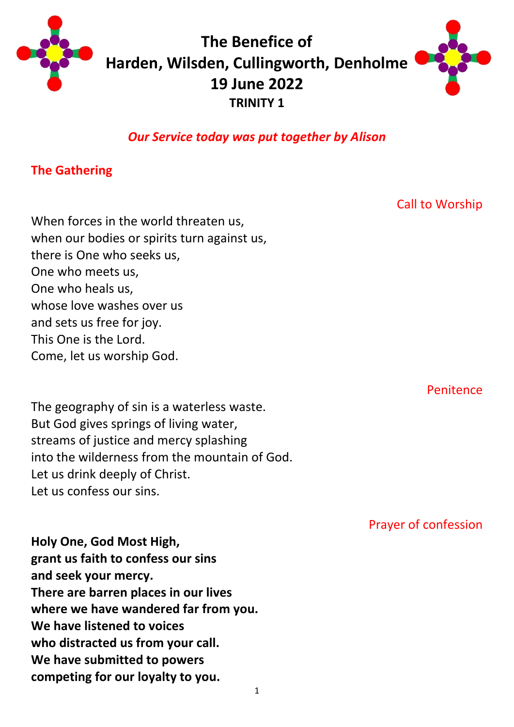# The Benefice of Harden, Wilsden, Cullingworth, Denholme
## 19 June 2022
### TRINITY 1

***Our Service today was put together by Alison***

## The Gathering

Call to Worship

When forces in the world threaten us,
when our bodies or spirits turn against us,
there is One who seeks us,
One who meets us,
One who heals us,
whose love washes over us
and sets us free for joy.
This One is the Lord.
Come, let us worship God.

Penitence

The geography of sin is a waterless waste.
But God gives springs of living water,
streams of justice and mercy splashing
into the wilderness from the mountain of God.
Let us drink deeply of Christ.
Let us confess our sins.

Prayer of confession

**Holy One, God Most High,**
**grant us faith to confess our sins**
**and seek your mercy.**
**There are barren places in our lives**
**where we have wandered far from you.**
**We have listened to voices**
**who distracted us from your call.**
**We have submitted to powers**
**competing for our loyalty to you.**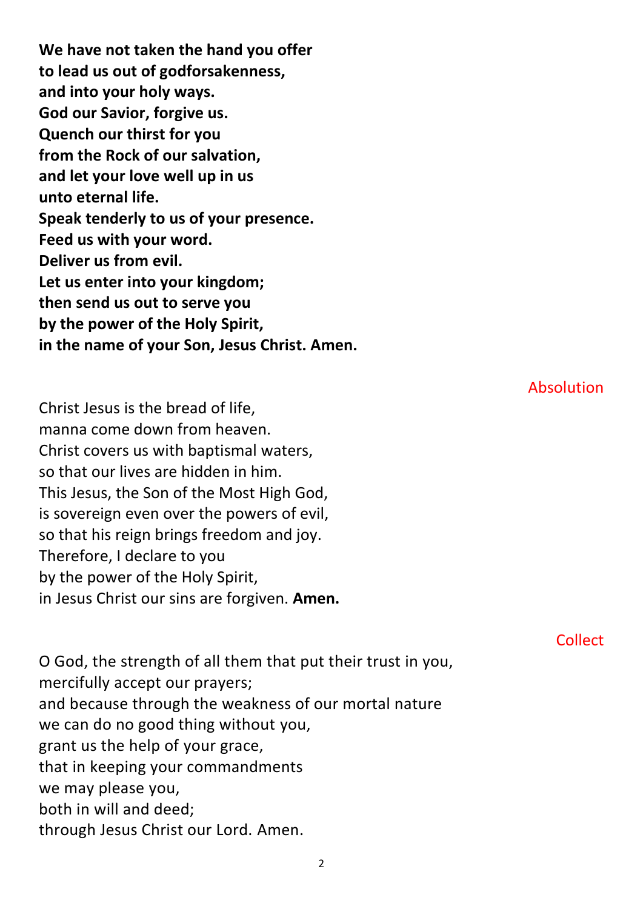**We have not taken the hand you offer**
**to lead us out of godforsakenness,**
**and into your holy ways.**
**God our Savior, forgive us.**
**Quench our thirst for you**
**from the Rock of our salvation,**
**and let your love well up in us**
**unto eternal life.**
**Speak tenderly to us of your presence.**
**Feed us with your word.**
**Deliver us from evil.**
**Let us enter into your kingdom;**
**then send us out to serve you**
**by the power of the Holy Spirit,**
**in the name of your Son, Jesus Christ. Amen.**

### Absolution

Christ Jesus is the bread of life,
manna come down from heaven.
Christ covers us with baptismal waters,
so that our lives are hidden in him.
This Jesus, the Son of the Most High God,
is sovereign even over the powers of evil,
so that his reign brings freedom and joy.
Therefore, I declare to you
by the power of the Holy Spirit,
in Jesus Christ our sins are forgiven. **Amen.**

### Collect

O God, the strength of all them that put their trust in you,
mercifully accept our prayers;
and because through the weakness of our mortal nature
we can do no good thing without you,
grant us the help of your grace,
that in keeping your commandments
we may please you,
both in will and deed;
through Jesus Christ our Lord. Amen.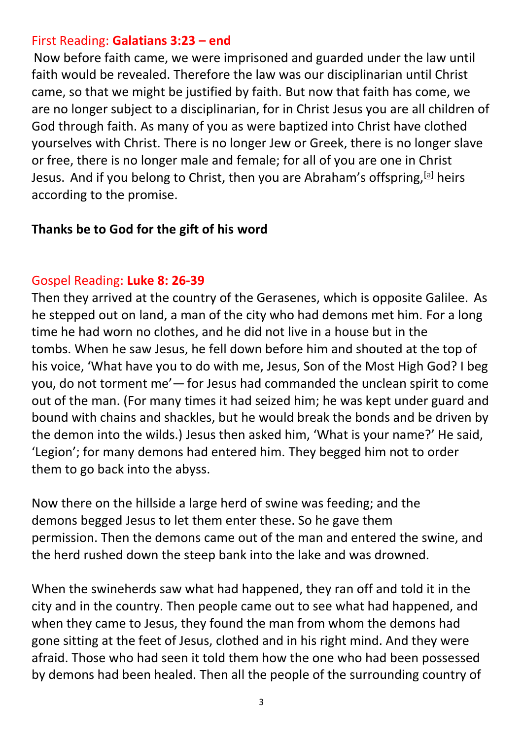First Reading: **Galatians 3:23 – end**

Now before faith came, we were imprisoned and guarded under the law until faith would be revealed. Therefore the law was our disciplinarian until Christ came, so that we might be justified by faith. But now that faith has come, we are no longer subject to a disciplinarian, for in Christ Jesus you are all children of God through faith. As many of you as were baptized into Christ have clothed yourselves with Christ. There is no longer Jew or Greek, there is no longer slave or free, there is no longer male and female; for all of you are one in Christ Jesus. And if you belong to Christ, then you are Abraham's offspring,[a] heirs according to the promise.

**Thanks be to God for the gift of his word**

Gospel Reading: **Luke 8: 26-39**

Then they arrived at the country of the Gerasenes, which is opposite Galilee. As he stepped out on land, a man of the city who had demons met him. For a long time he had worn no clothes, and he did not live in a house but in the tombs. When he saw Jesus, he fell down before him and shouted at the top of his voice, 'What have you to do with me, Jesus, Son of the Most High God? I beg you, do not torment me'— for Jesus had commanded the unclean spirit to come out of the man. (For many times it had seized him; he was kept under guard and bound with chains and shackles, but he would break the bonds and be driven by the demon into the wilds.) Jesus then asked him, 'What is your name?' He said, 'Legion'; for many demons had entered him. They begged him not to order them to go back into the abyss.

Now there on the hillside a large herd of swine was feeding; and the demons begged Jesus to let them enter these. So he gave them permission. Then the demons came out of the man and entered the swine, and the herd rushed down the steep bank into the lake and was drowned.

When the swineherds saw what had happened, they ran off and told it in the city and in the country. Then people came out to see what had happened, and when they came to Jesus, they found the man from whom the demons had gone sitting at the feet of Jesus, clothed and in his right mind. And they were afraid. Those who had seen it told them how the one who had been possessed by demons had been healed. Then all the people of the surrounding country of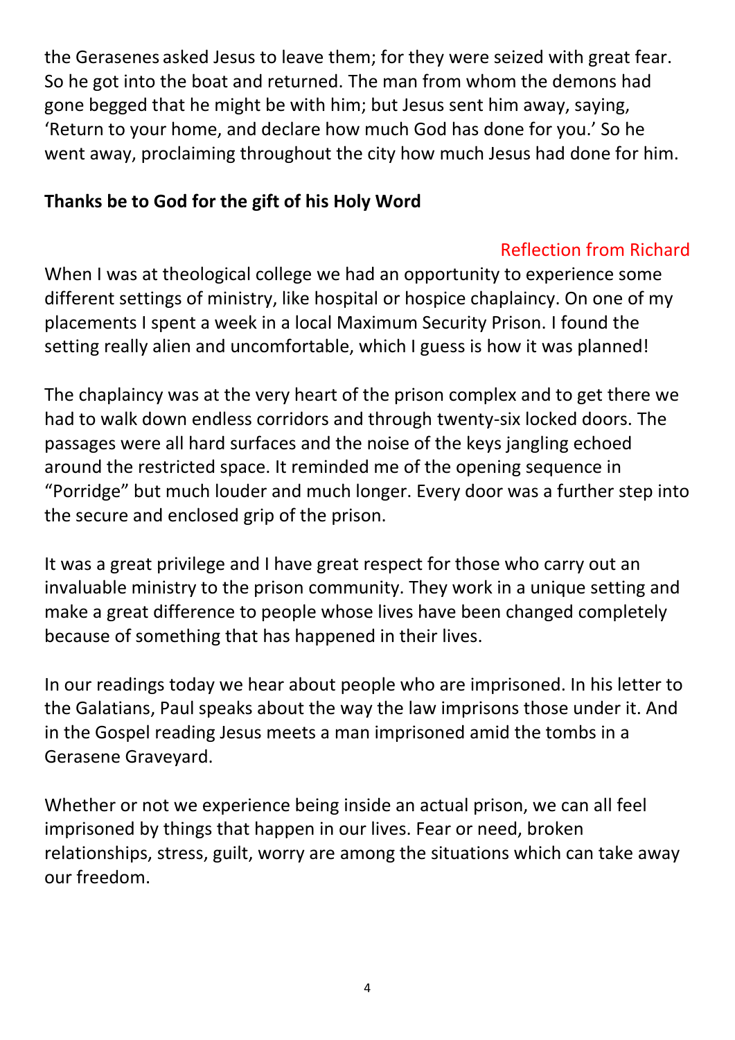the Gerasenes asked Jesus to leave them; for they were seized with great fear. So he got into the boat and returned. The man from whom the demons had gone begged that he might be with him; but Jesus sent him away, saying, 'Return to your home, and declare how much God has done for you.' So he went away, proclaiming throughout the city how much Jesus had done for him.

**Thanks be to God for the gift of his Holy Word**

Reflection from Richard

When I was at theological college we had an opportunity to experience some different settings of ministry, like hospital or hospice chaplaincy. On one of my placements I spent a week in a local Maximum Security Prison. I found the setting really alien and uncomfortable, which I guess is how it was planned!

The chaplaincy was at the very heart of the prison complex and to get there we had to walk down endless corridors and through twenty-six locked doors. The passages were all hard surfaces and the noise of the keys jangling echoed around the restricted space. It reminded me of the opening sequence in "Porridge" but much louder and much longer. Every door was a further step into the secure and enclosed grip of the prison.

It was a great privilege and I have great respect for those who carry out an invaluable ministry to the prison community. They work in a unique setting and make a great difference to people whose lives have been changed completely because of something that has happened in their lives.

In our readings today we hear about people who are imprisoned. In his letter to the Galatians, Paul speaks about the way the law imprisons those under it. And in the Gospel reading Jesus meets a man imprisoned amid the tombs in a Gerasene Graveyard.

Whether or not we experience being inside an actual prison, we can all feel imprisoned by things that happen in our lives. Fear or need, broken relationships, stress, guilt, worry are among the situations which can take away our freedom.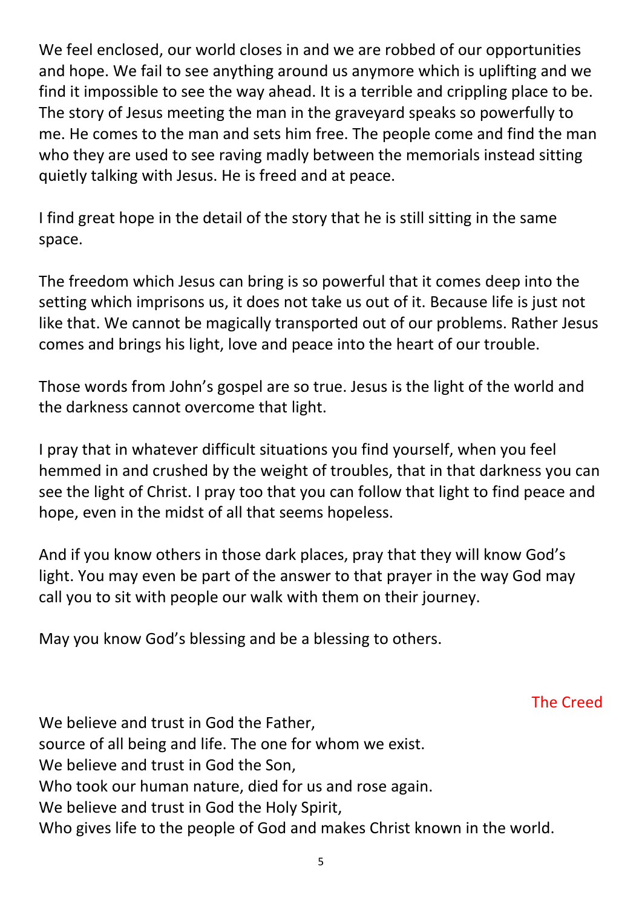We feel enclosed, our world closes in and we are robbed of our opportunities and hope. We fail to see anything around us anymore which is uplifting and we find it impossible to see the way ahead. It is a terrible and crippling place to be. The story of Jesus meeting the man in the graveyard speaks so powerfully to me. He comes to the man and sets him free. The people come and find the man who they are used to see raving madly between the memorials instead sitting quietly talking with Jesus. He is freed and at peace.

I find great hope in the detail of the story that he is still sitting in the same space.

The freedom which Jesus can bring is so powerful that it comes deep into the setting which imprisons us, it does not take us out of it. Because life is just not like that. We cannot be magically transported out of our problems. Rather Jesus comes and brings his light, love and peace into the heart of our trouble.

Those words from John's gospel are so true. Jesus is the light of the world and the darkness cannot overcome that light.

I pray that in whatever difficult situations you find yourself, when you feel hemmed in and crushed by the weight of troubles, that in that darkness you can see the light of Christ. I pray too that you can follow that light to find peace and hope, even in the midst of all that seems hopeless.

And if you know others in those dark places, pray that they will know God's light. You may even be part of the answer to that prayer in the way God may call you to sit with people our walk with them on their journey.

May you know God's blessing and be a blessing to others.

## The Creed

We believe and trust in God the Father,
source of all being and life. The one for whom we exist.
We believe and trust in God the Son,
Who took our human nature, died for us and rose again.
We believe and trust in God the Holy Spirit,
Who gives life to the people of God and makes Christ known in the world.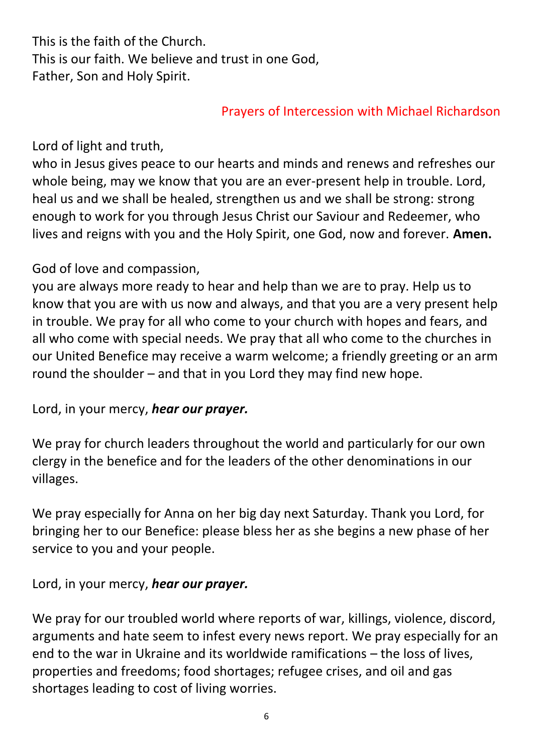This is the faith of the Church.
This is our faith. We believe and trust in one God,
Father, Son and Holy Spirit.

Prayers of Intercession with Michael Richardson

Lord of light and truth,
who in Jesus gives peace to our hearts and minds and renews and refreshes our whole being, may we know that you are an ever-present help in trouble. Lord, heal us and we shall be healed, strengthen us and we shall be strong: strong enough to work for you through Jesus Christ our Saviour and Redeemer, who lives and reigns with you and the Holy Spirit, one God, now and forever. **Amen.**

God of love and compassion,
you are always more ready to hear and help than we are to pray. Help us to know that you are with us now and always, and that you are a very present help in trouble. We pray for all who come to your church with hopes and fears, and all who come with special needs. We pray that all who come to the churches in our United Benefice may receive a warm welcome; a friendly greeting or an arm round the shoulder – and that in you Lord they may find new hope.

Lord, in your mercy, ***hear our prayer.***

We pray for church leaders throughout the world and particularly for our own clergy in the benefice and for the leaders of the other denominations in our villages.

We pray especially for Anna on her big day next Saturday. Thank you Lord, for bringing her to our Benefice: please bless her as she begins a new phase of her service to you and your people.

Lord, in your mercy, ***hear our prayer.***

We pray for our troubled world where reports of war, killings, violence, discord, arguments and hate seem to infest every news report. We pray especially for an end to the war in Ukraine and its worldwide ramifications – the loss of lives, properties and freedoms; food shortages; refugee crises, and oil and gas shortages leading to cost of living worries.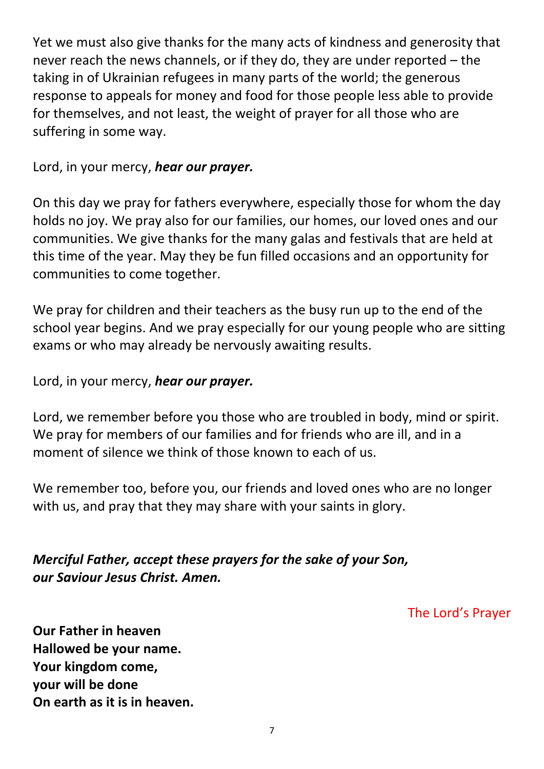Yet we must also give thanks for the many acts of kindness and generosity that never reach the news channels, or if they do, they are under reported – the taking in of Ukrainian refugees in many parts of the world; the generous response to appeals for money and food for those people less able to provide for themselves, and not least, the weight of prayer for all those who are suffering in some way.

Lord, in your mercy, ***hear our prayer.***

On this day we pray for fathers everywhere, especially those for whom the day holds no joy. We pray also for our families, our homes, our loved ones and our communities. We give thanks for the many galas and festivals that are held at this time of the year. May they be fun filled occasions and an opportunity for communities to come together.

We pray for children and their teachers as the busy run up to the end of the school year begins. And we pray especially for our young people who are sitting exams or who may already be nervously awaiting results.

Lord, in your mercy, ***hear our prayer.***

Lord, we remember before you those who are troubled in body, mind or spirit. We pray for members of our families and for friends who are ill, and in a moment of silence we think of those known to each of us.

We remember too, before you, our friends and loved ones who are no longer with us, and pray that they may share with your saints in glory.

***Merciful Father, accept these prayers for the sake of your Son,
our Saviour Jesus Christ. Amen.***

The Lord's Prayer

**Our Father in heaven
Hallowed be your name.
Your kingdom come,
your will be done
On earth as it is in heaven.**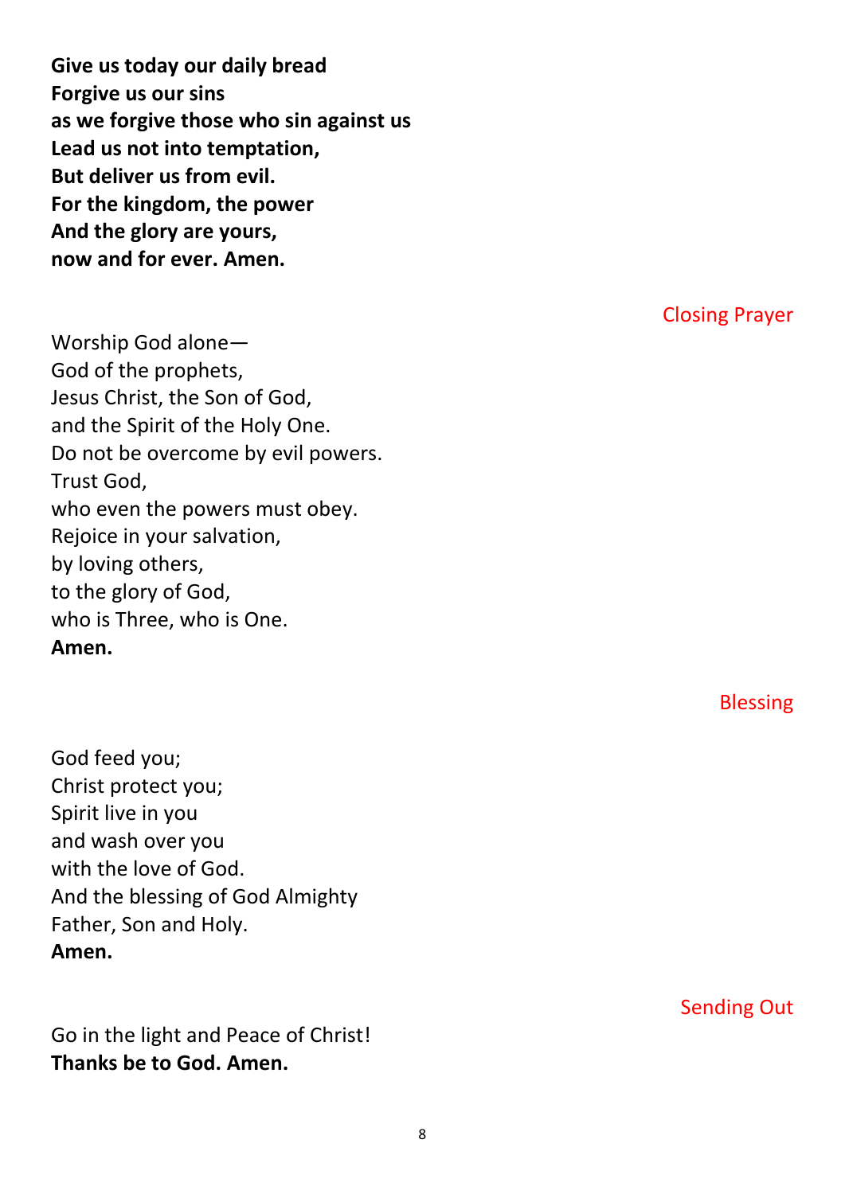**Give us today our daily bread**
**Forgive us our sins**
**as we forgive those who sin against us**
**Lead us not into temptation,**
**But deliver us from evil.**
**For the kingdom, the power**
**And the glory are yours,**
**now and for ever. Amen.**

### Closing Prayer

Worship God alone—
God of the prophets,
Jesus Christ, the Son of God,
and the Spirit of the Holy One.
Do not be overcome by evil powers.
Trust God,
who even the powers must obey.
Rejoice in your salvation,
by loving others,
to the glory of God,
who is Three, who is One.
**Amen.**

### Blessing

God feed you;
Christ protect you;
Spirit live in you
and wash over you
with the love of God.
And the blessing of God Almighty
Father, Son and Holy.
**Amen.**

### Sending Out

Go in the light and Peace of Christ!
**Thanks be to God. Amen.**